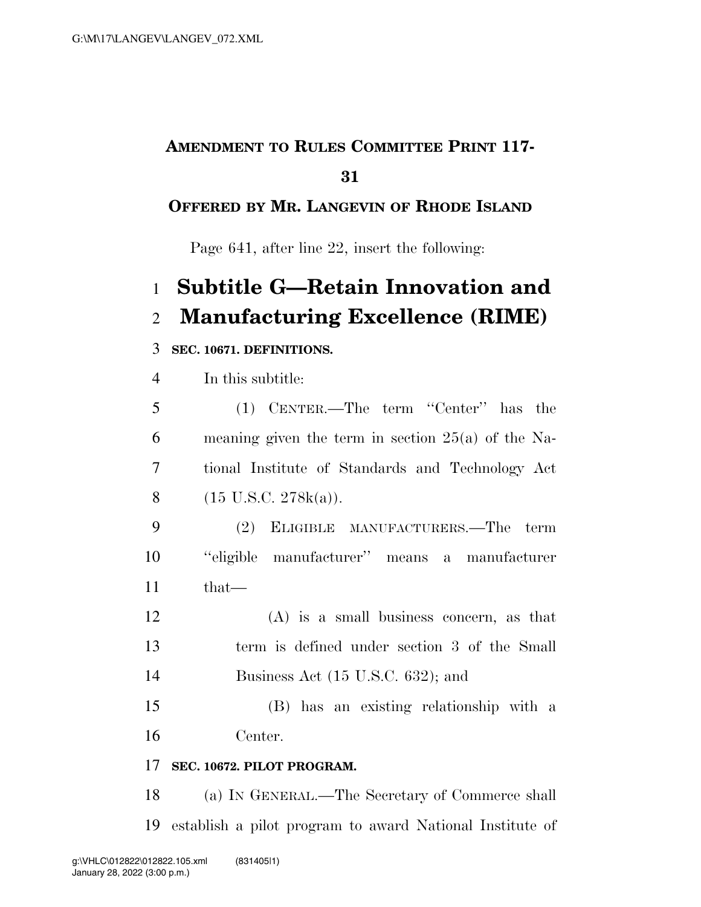**AMENDMENT TO RULES COMMITTEE PRINT 117-31**

**OFFERED BY MR. LANGEVIN OF RHODE ISLAND**

Page 641, after line 22, insert the following:

# Subtitle G—Retain Innovation and Manufacturing Excellence (RIME)

**SEC. 10671. DEFINITIONS.**

In this subtitle:

(1) CENTER.—The term "Center" has the meaning given the term in section 25(a) of the National Institute of Standards and Technology Act (15 U.S.C. 278k(a)).

(2) ELIGIBLE MANUFACTURERS.—The term "eligible manufacturer" means a manufacturer that—

(A) is a small business concern, as that term is defined under section 3 of the Small Business Act (15 U.S.C. 632); and

(B) has an existing relationship with a Center.

**SEC. 10672. PILOT PROGRAM.**

(a) IN GENERAL.—The Secretary of Commerce shall establish a pilot program to award National Institute of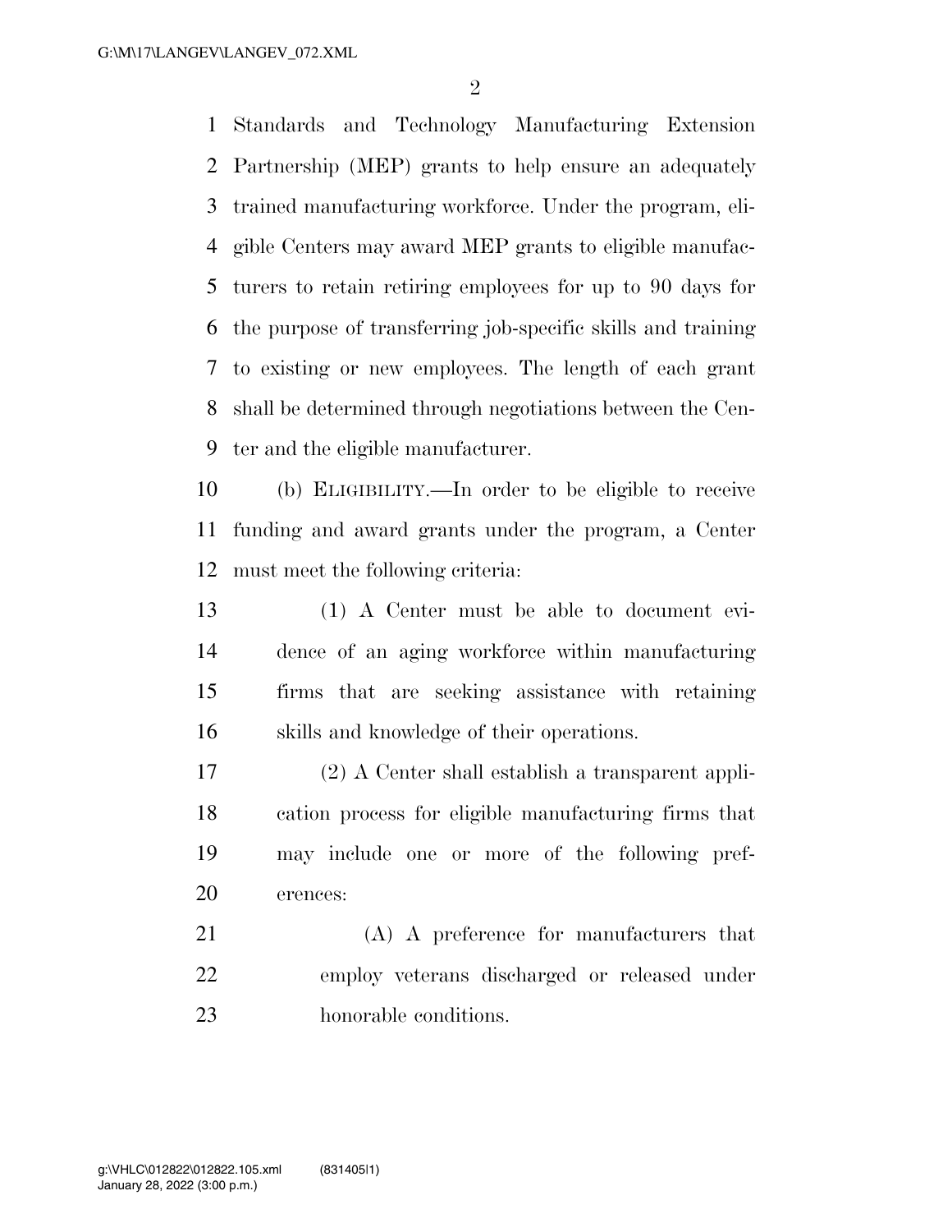Standards and Technology Manufacturing Extension Partnership (MEP) grants to help ensure an adequately trained manufacturing workforce. Under the program, eligible Centers may award MEP grants to eligible manufacturers to retain retiring employees for up to 90 days for the purpose of transferring job-specific skills and training to existing or new employees. The length of each grant shall be determined through negotiations between the Center and the eligible manufacturer.

(b) ELIGIBILITY.—In order to be eligible to receive funding and award grants under the program, a Center must meet the following criteria:

(1) A Center must be able to document evidence of an aging workforce within manufacturing firms that are seeking assistance with retaining skills and knowledge of their operations.

(2) A Center shall establish a transparent application process for eligible manufacturing firms that may include one or more of the following preferences:

(A) A preference for manufacturers that employ veterans discharged or released under honorable conditions.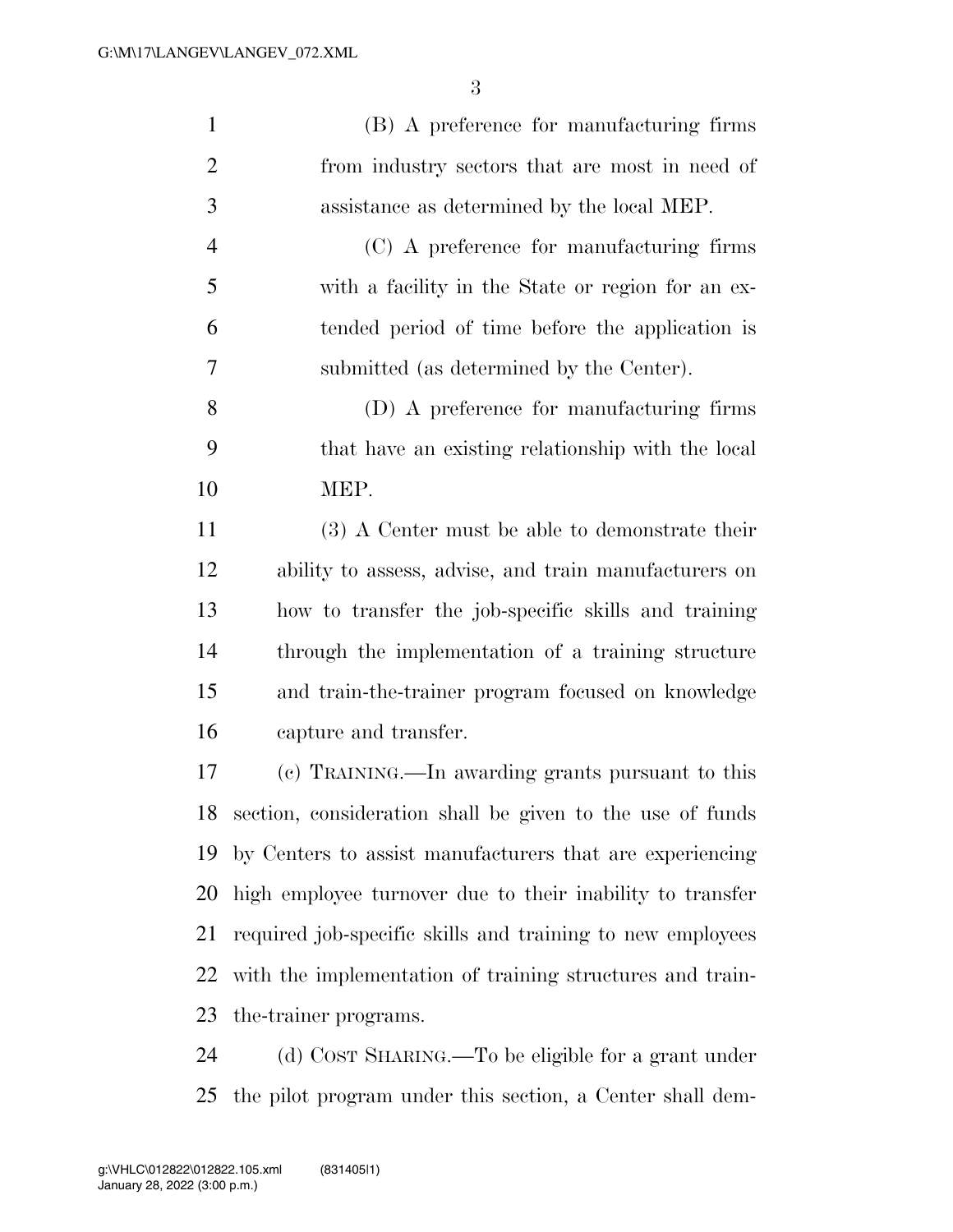(B) A preference for manufacturing firms from industry sectors that are most in need of assistance as determined by the local MEP.

(C) A preference for manufacturing firms with a facility in the State or region for an extended period of time before the application is submitted (as determined by the Center).

(D) A preference for manufacturing firms that have an existing relationship with the local MEP.

(3) A Center must be able to demonstrate their ability to assess, advise, and train manufacturers on how to transfer the job-specific skills and training through the implementation of a training structure and train-the-trainer program focused on knowledge capture and transfer.

(c) TRAINING.—In awarding grants pursuant to this section, consideration shall be given to the use of funds by Centers to assist manufacturers that are experiencing high employee turnover due to their inability to transfer required job-specific skills and training to new employees with the implementation of training structures and train-the-trainer programs.

(d) COST SHARING.—To be eligible for a grant under the pilot program under this section, a Center shall dem-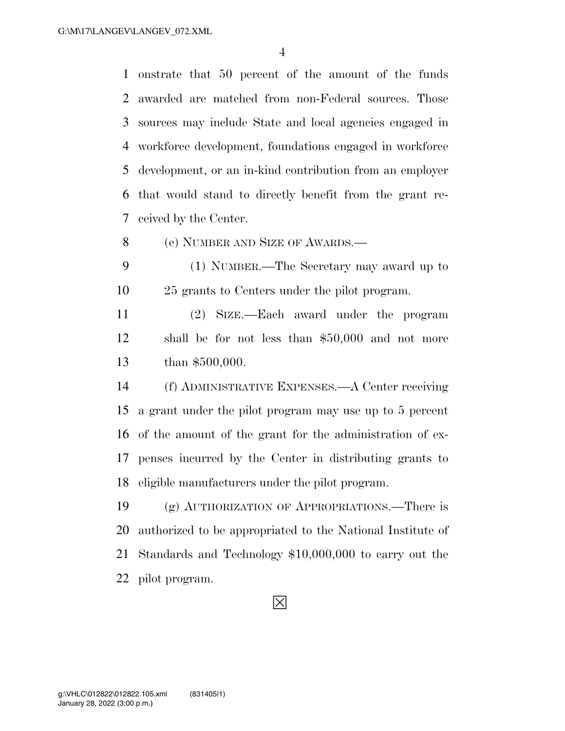onstrate that 50 percent of the amount of the funds awarded are matched from non-Federal sources. Those sources may include State and local agencies engaged in workforce development, foundations engaged in workforce development, or an in-kind contribution from an employer that would stand to directly benefit from the grant received by the Center.

(e) NUMBER AND SIZE OF AWARDS.—

(1) NUMBER.—The Secretary may award up to 25 grants to Centers under the pilot program.

(2) SIZE.—Each award under the program shall be for not less than $50,000 and not more than $500,000.

(f) ADMINISTRATIVE EXPENSES.—A Center receiving a grant under the pilot program may use up to 5 percent of the amount of the grant for the administration of expenses incurred by the Center in distributing grants to eligible manufacturers under the pilot program.

(g) AUTHORIZATION OF APPROPRIATIONS.—There is authorized to be appropriated to the National Institute of Standards and Technology $10,000,000 to carry out the pilot program.